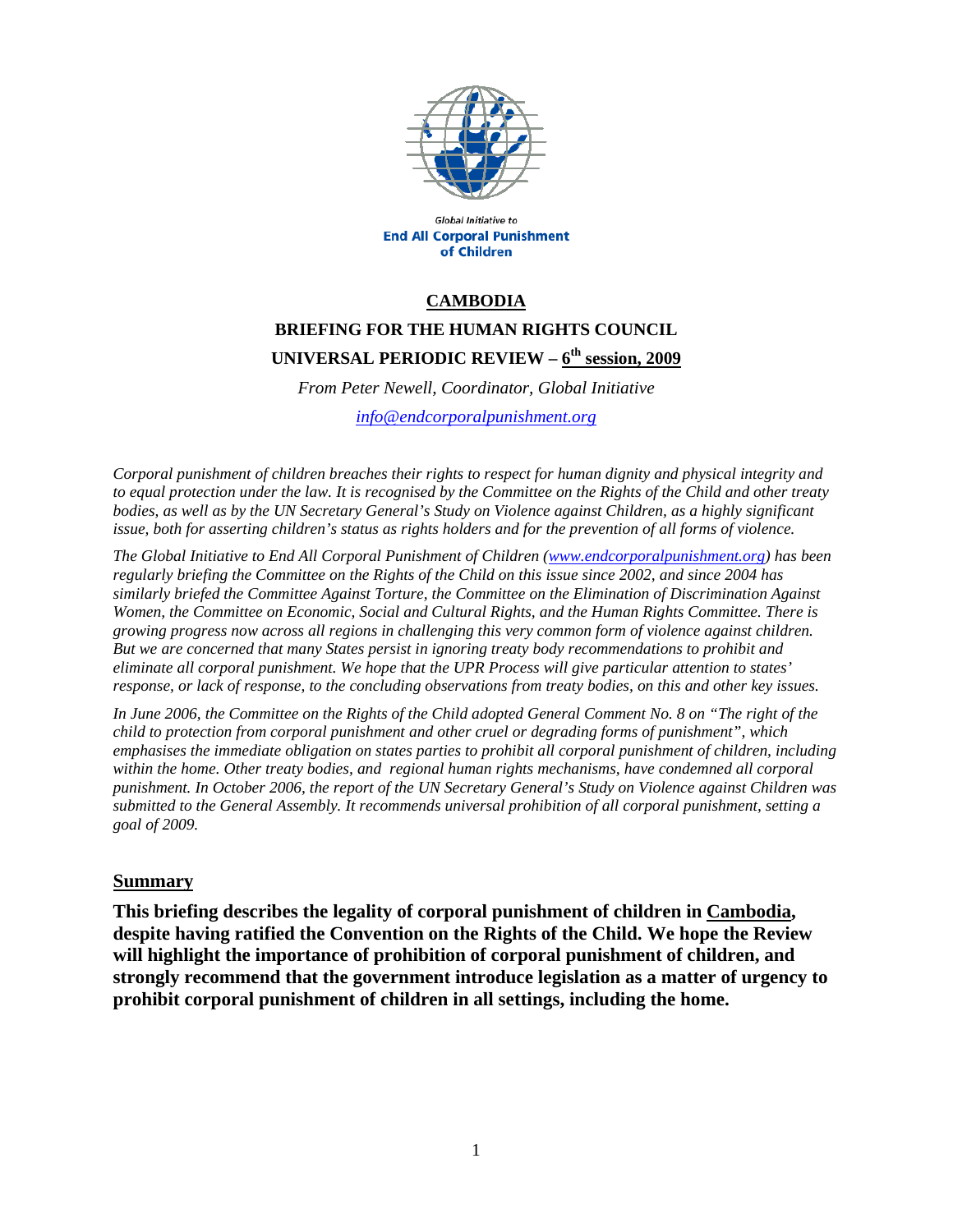Global Initiative to
**End All Corporal Punishment of Children**

# CAMBODIA

## BRIEFING FOR THE HUMAN RIGHTS COUNCIL

## UNIVERSAL PERIODIC REVIEW – 6th session, 2009

*From Peter Newell, Coordinator, Global Initiative*

*info@endcorporalpunishment.org*

*Corporal punishment of children breaches their rights to respect for human dignity and physical integrity and to equal protection under the law. It is recognised by the Committee on the Rights of the Child and other treaty bodies, as well as by the UN Secretary General's Study on Violence against Children, as a highly significant issue, both for asserting children's status as rights holders and for the prevention of all forms of violence.*

*The Global Initiative to End All Corporal Punishment of Children (www.endcorporalpunishment.org) has been regularly briefing the Committee on the Rights of the Child on this issue since 2002, and since 2004 has similarly briefed the Committee Against Torture, the Committee on the Elimination of Discrimination Against Women, the Committee on Economic, Social and Cultural Rights, and the Human Rights Committee. There is growing progress now across all regions in challenging this very common form of violence against children. But we are concerned that many States persist in ignoring treaty body recommendations to prohibit and eliminate all corporal punishment. We hope that the UPR Process will give particular attention to states' response, or lack of response, to the concluding observations from treaty bodies, on this and other key issues.*

*In June 2006, the Committee on the Rights of the Child adopted General Comment No. 8 on "The right of the child to protection from corporal punishment and other cruel or degrading forms of punishment", which emphasises the immediate obligation on states parties to prohibit all corporal punishment of children, including within the home. Other treaty bodies, and regional human rights mechanisms, have condemned all corporal punishment. In October 2006, the report of the UN Secretary General's Study on Violence against Children was submitted to the General Assembly. It recommends universal prohibition of all corporal punishment, setting a goal of 2009.*

## Summary

**This briefing describes the legality of corporal punishment of children in Cambodia, despite having ratified the Convention on the Rights of the Child. We hope the Review will highlight the importance of prohibition of corporal punishment of children, and strongly recommend that the government introduce legislation as a matter of urgency to prohibit corporal punishment of children in all settings, including the home.**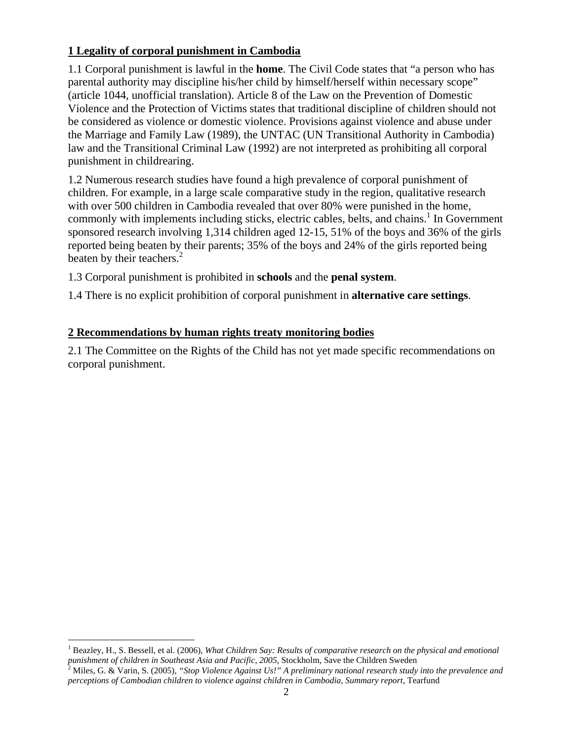## 1 Legality of corporal punishment in Cambodia

1.1 Corporal punishment is lawful in the **home**. The Civil Code states that "a person who has parental authority may discipline his/her child by himself/herself within necessary scope" (article 1044, unofficial translation). Article 8 of the Law on the Prevention of Domestic Violence and the Protection of Victims states that traditional discipline of children should not be considered as violence or domestic violence. Provisions against violence and abuse under the Marriage and Family Law (1989), the UNTAC (UN Transitional Authority in Cambodia) law and the Transitional Criminal Law (1992) are not interpreted as prohibiting all corporal punishment in childrearing.

1.2 Numerous research studies have found a high prevalence of corporal punishment of children. For example, in a large scale comparative study in the region, qualitative research with over 500 children in Cambodia revealed that over 80% were punished in the home, commonly with implements including sticks, electric cables, belts, and chains.[1] In Government sponsored research involving 1,314 children aged 12-15, 51% of the boys and 36% of the girls reported being beaten by their parents; 35% of the boys and 24% of the girls reported being beaten by their teachers.[2]

1.3 Corporal punishment is prohibited in **schools** and the **penal system**.

1.4 There is no explicit prohibition of corporal punishment in **alternative care settings**.

## 2 Recommendations by human rights treaty monitoring bodies

2.1 The Committee on the Rights of the Child has not yet made specific recommendations on corporal punishment.

---

[1] Beazley, H., S. Bessell, et al. (2006), *What Children Say: Results of comparative research on the physical and emotional punishment of children in Southeast Asia and Pacific, 2005*, Stockholm, Save the Children Sweden

[2] Miles, G. & Varin, S. (2005), *"Stop Violence Against Us!" A preliminary national research study into the prevalence and perceptions of Cambodian children to violence against children in Cambodia, Summary report*, Tearfund